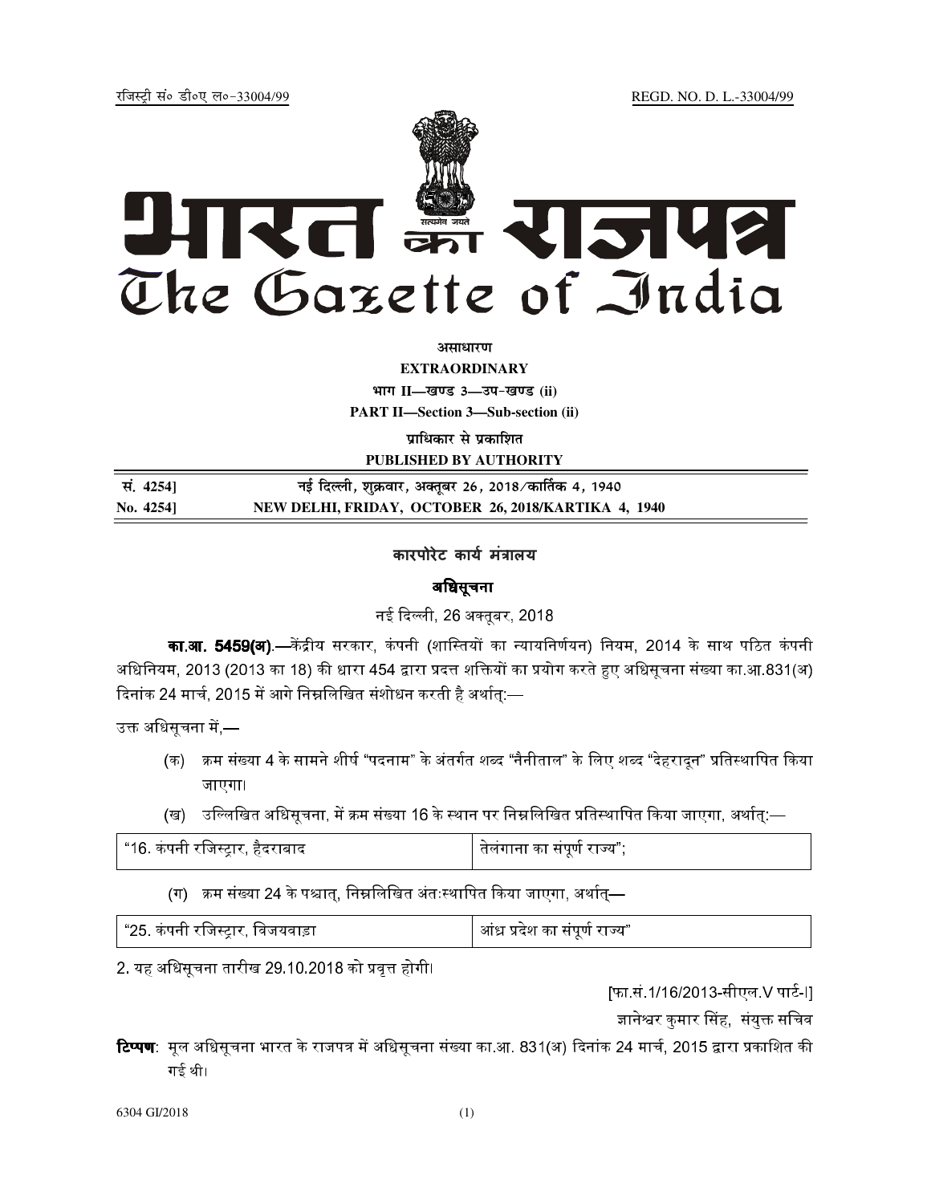रजिस्ट्री सं० डी०एल०-33004/99 REGD. NO. D. L.-33004/99

# भारत का राजपत्र
# The Gazette of India

**असाधारण**

**EXTRAORDINARY**

**भाग II—खण्ड 3—उप-खण्ड (ii)**

**PART II—Section 3—Sub-section (ii)**

**प्राधिकार से प्रकाशित**

**PUBLISHED BY AUTHORITY**

| | |
|---|---|
| सं. 4254] | नई दिल्ली, शुक्रवार, अक्तूबर 26, 2018/कार्तिक 4, 1940 |
| No. 4254] | NEW DELHI, FRIDAY, OCTOBER 26, 2018/KARTIKA 4, 1940 |

## कारपोरेट कार्य मंत्रालय

### अधिसूचना

नई दिल्ली, 26 अक्तूबर, 2018

**का.आ. 5459(अ)**.—केंद्रीय सरकार, कंपनी (शास्तियों का न्यायनिर्णयन) नियम, 2014 के साथ पठित कंपनी अधिनियम, 2013 (2013 का 18) की धारा 454 द्वारा प्रदत्त शक्तियों का प्रयोग करते हुए अधिसूचना संख्या का.आ.831(अ) दिनांक 24 मार्च, 2015 में आगे निम्नलिखित संशोधन करती है अर्थात्:—

उक्त अधिसूचना में,—

(क) क्रम संख्या 4 के सामने शीर्ष "पदनाम" के अंतर्गत शब्द "नैनीताल" के लिए शब्द "देहरादून" प्रतिस्थापित किया जाएगा।

(ख) उल्लिखित अधिसूचना, में क्रम संख्या 16 के स्थान पर निम्नलिखित प्रतिस्थापित किया जाएगा, अर्थात्:—

| | |
|---|---|
| "16. कंपनी रजिस्ट्रार, हैदराबाद | तेलंगाना का संपूर्ण राज्य"; |

(ग) क्रम संख्या 24 के पश्चात्, निम्नलिखित अंतःस्थापित किया जाएगा, अर्थात्—

| | |
|---|---|
| "25. कंपनी रजिस्ट्रार, विजयवाड़ा | आंध्र प्रदेश का संपूर्ण राज्य" |

2. यह अधिसूचना तारीख 29.10.2018 को प्रवृत्त होगी।

[फा.सं.1/16/2013-सीएल.V पार्ट-I]

ज्ञानेश्वर कुमार सिंह, संयुक्त सचिव

**टिप्पण**: मूल अधिसूचना भारत के राजपत्र में अधिसूचना संख्या का.आ. 831(अ) दिनांक 24 मार्च, 2015 द्वारा प्रकाशित की गई थी।

6304 GI/2018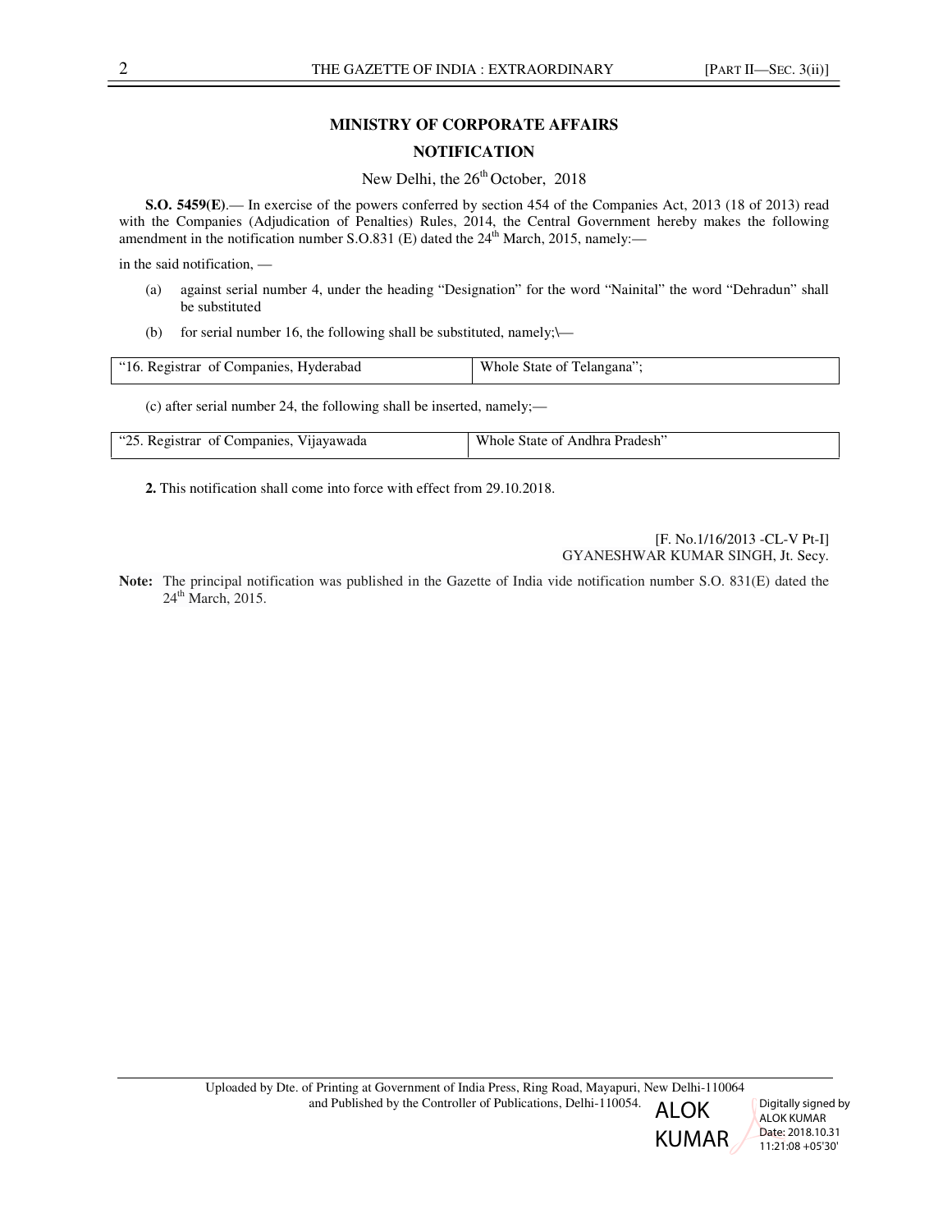## MINISTRY OF CORPORATE AFFAIRS

## NOTIFICATION

New Delhi, the 26th October, 2018

**S.O. 5459(E)**.— In exercise of the powers conferred by section 454 of the Companies Act, 2013 (18 of 2013) read with the Companies (Adjudication of Penalties) Rules, 2014, the Central Government hereby makes the following amendment in the notification number S.O.831 (E) dated the 24th March, 2015, namely:—

in the said notification, —

(a) against serial number 4, under the heading "Designation" for the word "Nainital" the word "Dehradun" shall be substituted

(b) for serial number 16, the following shall be substituted, namely;\—

| | |
|---|---|
| "16. Registrar of Companies, Hyderabad | Whole State of Telangana"; |

(c) after serial number 24, the following shall be inserted, namely;—

| | |
|---|---|
| "25. Registrar of Companies, Vijayawada | Whole State of Andhra Pradesh" |

**2.** This notification shall come into force with effect from 29.10.2018.

[F. No.1/16/2013 -CL-V Pt-I]
GYANESHWAR KUMAR SINGH, Jt. Secy.

**Note:** The principal notification was published in the Gazette of India vide notification number S.O. 831(E) dated the 24th March, 2015.

Uploaded by Dte. of Printing at Government of India Press, Ring Road, Mayapuri, New Delhi-110064 and Published by the Controller of Publications, Delhi-110054.

ALOK KUMAR — Digitally signed by ALOK KUMAR Date: 2018.10.31 11:21:08 +05'30'